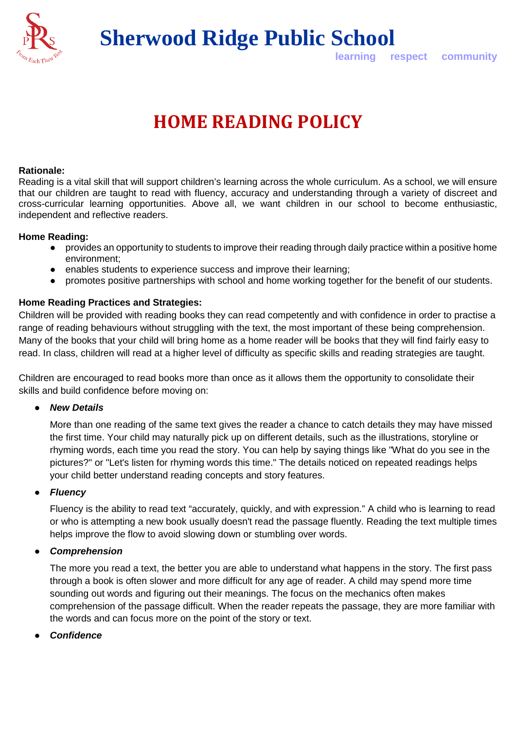# Sherwood Ridge Public School

learning respect community

## HOME READING POLICY

**Rationale:**
Reading is a vital skill that will support children's learning across the whole curriculum. As a school, we will ensure that our children are taught to read with fluency, accuracy and understanding through a variety of discreet and cross-curricular learning opportunities. Above all, we want children in our school to become enthusiastic, independent and reflective readers.

**Home Reading:**

- provides an opportunity to students to improve their reading through daily practice within a positive home environment;
- enables students to experience success and improve their learning;
- promotes positive partnerships with school and home working together for the benefit of our students.

**Home Reading Practices and Strategies:**
Children will be provided with reading books they can read competently and with confidence in order to practise a range of reading behaviours without struggling with the text, the most important of these being comprehension. Many of the books that your child will bring home as a home reader will be books that they will find fairly easy to read. In class, children will read at a higher level of difficulty as specific skills and reading strategies are taught.

Children are encouraged to read books more than once as it allows them the opportunity to consolidate their skills and build confidence before moving on:

- ***New Details***

  More than one reading of the same text gives the reader a chance to catch details they may have missed the first time. Your child may naturally pick up on different details, such as the illustrations, storyline or rhyming words, each time you read the story. You can help by saying things like "What do you see in the pictures?" or "Let's listen for rhyming words this time." The details noticed on repeated readings helps your child better understand reading concepts and story features.

- ***Fluency***

  Fluency is the ability to read text "accurately, quickly, and with expression." A child who is learning to read or who is attempting a new book usually doesn't read the passage fluently. Reading the text multiple times helps improve the flow to avoid slowing down or stumbling over words.

- ***Comprehension***

  The more you read a text, the better you are able to understand what happens in the story. The first pass through a book is often slower and more difficult for any age of reader. A child may spend more time sounding out words and figuring out their meanings. The focus on the mechanics often makes comprehension of the passage difficult. When the reader repeats the passage, they are more familiar with the words and can focus more on the point of the story or text.

- ***Confidence***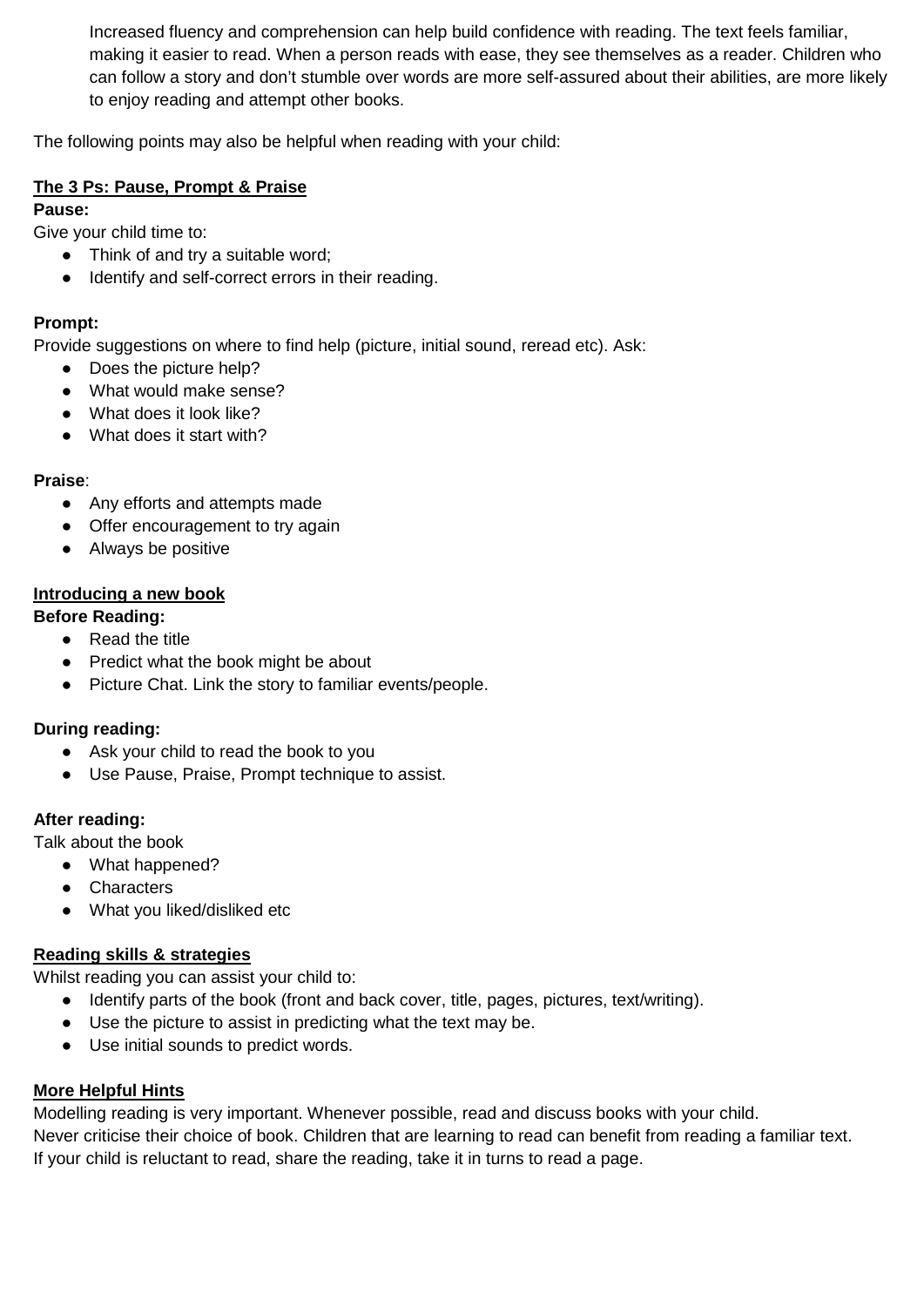Increased fluency and comprehension can help build confidence with reading. The text feels familiar, making it easier to read. When a person reads with ease, they see themselves as a reader. Children who can follow a story and don't stumble over words are more self-assured about their abilities, are more likely to enjoy reading and attempt other books.

The following points may also be helpful when reading with your child:

## The 3 Ps: Pause, Prompt & Praise

**Pause:**

Give your child time to:

- Think of and try a suitable word;
- Identify and self-correct errors in their reading.

**Prompt:**

Provide suggestions on where to find help (picture, initial sound, reread etc). Ask:

- Does the picture help?
- What would make sense?
- What does it look like?
- What does it start with?

**Praise**:

- Any efforts and attempts made
- Offer encouragement to try again
- Always be positive

## Introducing a new book

**Before Reading:**

- Read the title
- Predict what the book might be about
- Picture Chat. Link the story to familiar events/people.

**During reading:**

- Ask your child to read the book to you
- Use Pause, Praise, Prompt technique to assist.

**After reading:**

Talk about the book

- What happened?
- Characters
- What you liked/disliked etc

## Reading skills & strategies

Whilst reading you can assist your child to:

- Identify parts of the book (front and back cover, title, pages, pictures, text/writing).
- Use the picture to assist in predicting what the text may be.
- Use initial sounds to predict words.

## More Helpful Hints

Modelling reading is very important. Whenever possible, read and discuss books with your child.
Never criticise their choice of book. Children that are learning to read can benefit from reading a familiar text.
If your child is reluctant to read, share the reading, take it in turns to read a page.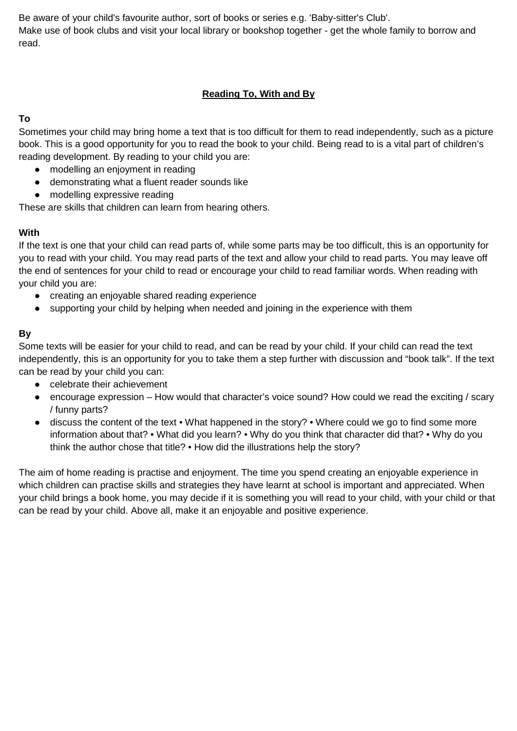Be aware of your child's favourite author, sort of books or series e.g. 'Baby-sitter's Club'.
Make use of book clubs and visit your local library or bookshop together - get the whole family to borrow and read.

## Reading To, With and By

**To**

Sometimes your child may bring home a text that is too difficult for them to read independently, such as a picture book. This is a good opportunity for you to read the book to your child. Being read to is a vital part of children's reading development. By reading to your child you are:

- modelling an enjoyment in reading
- demonstrating what a fluent reader sounds like
- modelling expressive reading

These are skills that children can learn from hearing others.

**With**

If the text is one that your child can read parts of, while some parts may be too difficult, this is an opportunity for you to read with your child. You may read parts of the text and allow your child to read parts. You may leave off the end of sentences for your child to read or encourage your child to read familiar words. When reading with your child you are:

- creating an enjoyable shared reading experience
- supporting your child by helping when needed and joining in the experience with them

**By**

Some texts will be easier for your child to read, and can be read by your child. If your child can read the text independently, this is an opportunity for you to take them a step further with discussion and "book talk". If the text can be read by your child you can:

- celebrate their achievement
- encourage expression – How would that character's voice sound? How could we read the exciting / scary / funny parts?
- discuss the content of the text • What happened in the story? • Where could we go to find some more information about that? • What did you learn? • Why do you think that character did that? • Why do you think the author chose that title? • How did the illustrations help the story?

The aim of home reading is practise and enjoyment. The time you spend creating an enjoyable experience in which children can practise skills and strategies they have learnt at school is important and appreciated. When your child brings a book home, you may decide if it is something you will read to your child, with your child or that can be read by your child. Above all, make it an enjoyable and positive experience.